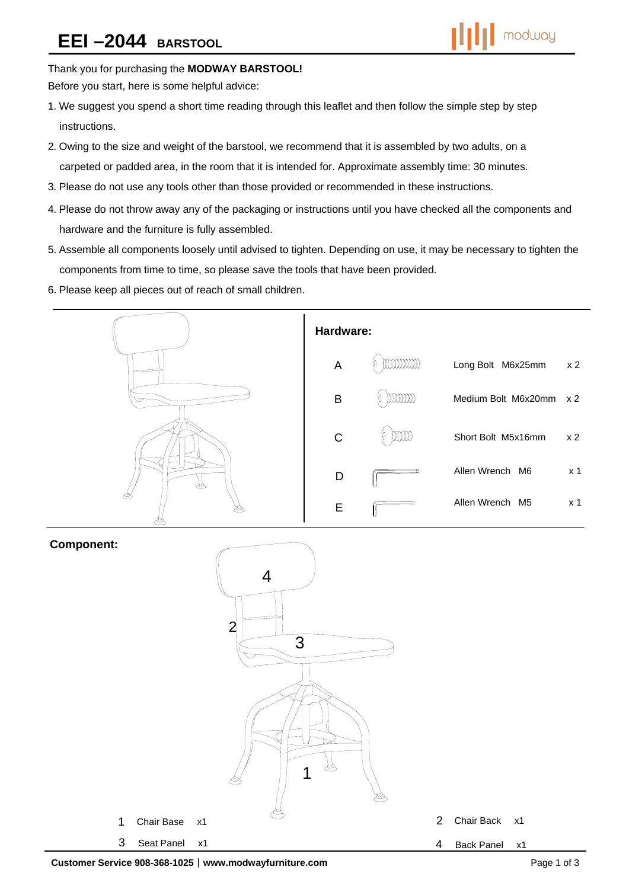# EEI –2044 BARSTOOL

Thank you for purchasing the **MODWAY BARSTOOL!**

Before you start, here is some helpful advice:

1. We suggest you spend a short time reading through this leaflet and then follow the simple step by step instructions.
2. Owing to the size and weight of the barstool, we recommend that it is assembled by two adults, on a carpeted or padded area, in the room that it is intended for. Approximate assembly time: 30 minutes.
3. Please do not use any tools other than those provided or recommended in these instructions.
4. Please do not throw away any of the packaging or instructions until you have checked all the components and hardware and the furniture is fully assembled.
5. Assemble all components loosely until advised to tighten. Depending on use, it may be necessary to tighten the components from time to time, so please save the tools that have been provided.
6. Please keep all pieces out of reach of small children.

**Hardware:**

| | Description | Qty |
|---|---|---|
| A | Long Bolt M6x25mm | x 2 |
| B | Medium Bolt M6x20mm | x 2 |
| C | Short Bolt M5x16mm | x 2 |
| D | Allen Wrench M6 | x 1 |
| E | Allen Wrench M5 | x 1 |

**Component:**

| | Part | Qty |
|---|---|---|
| 1 | Chair Base | x1 |
| 2 | Chair Back | x1 |
| 3 | Seat Panel | x1 |
| 4 | Back Panel | x1 |

Customer Service 908-368-1025 | www.modwayfurniture.com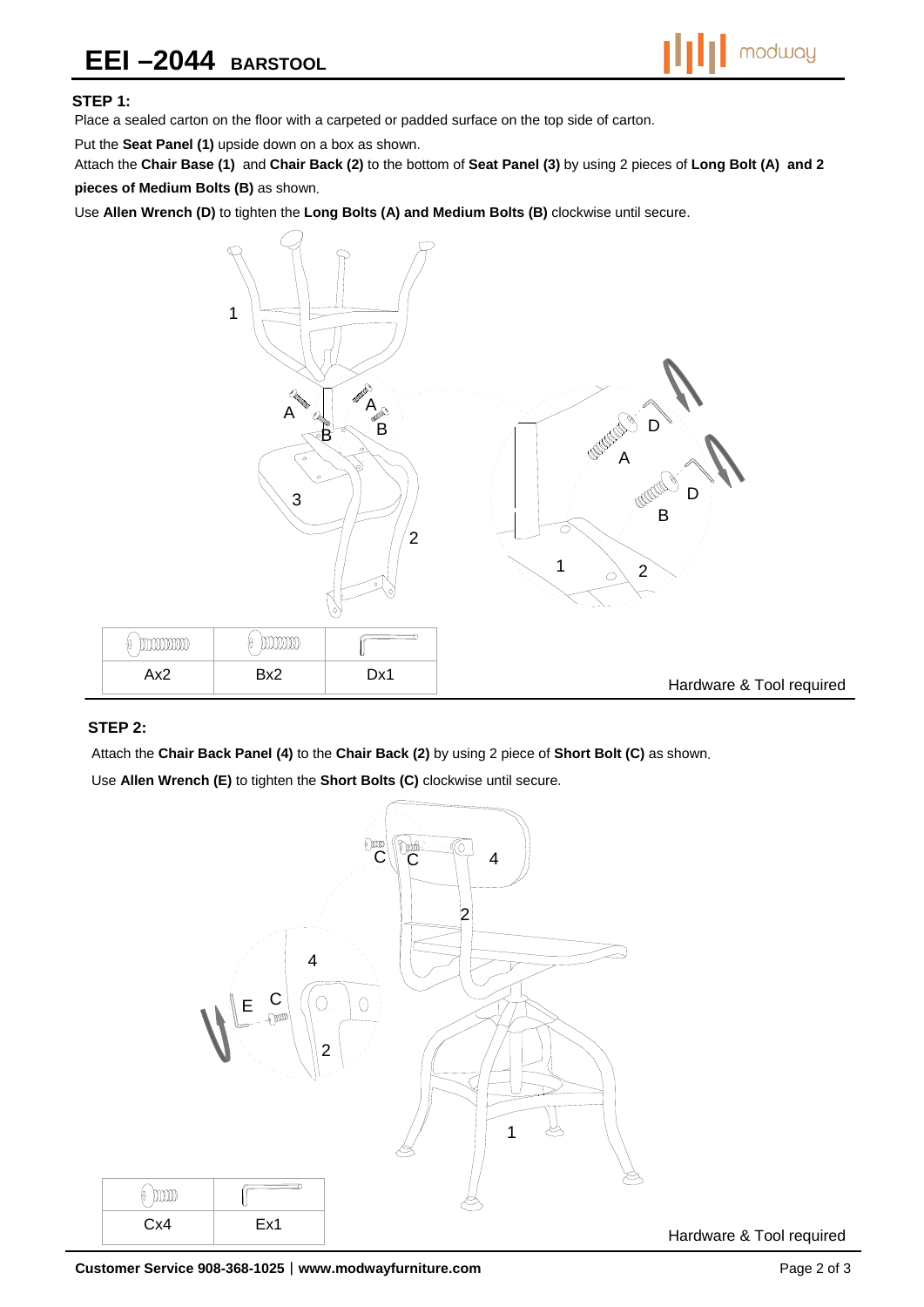# EEI –2044 BARSTOOL

### STEP 1:

Place a sealed carton on the floor with a carpeted or padded surface on the top side of carton.

Put the **Seat Panel (1)** upside down on a box as shown.

Attach the **Chair Base (1)** and **Chair Back (2)** to the bottom of **Seat Panel (3)** by using 2 pieces of **Long Bolt (A) and 2 pieces of Medium Bolts (B)** as shown.

Use **Allen Wrench (D)** to tighten the **Long Bolts (A) and Medium Bolts (B)** clockwise until secure.

| | | |
|---|---|---|
| Ax2 | Bx2 | Dx1 |

Hardware & Tool required

### STEP 2:

Attach the **Chair Back Panel (4)** to the **Chair Back (2)** by using 2 piece of **Short Bolt (C)** as shown.

Use **Allen Wrench (E)** to tighten the **Short Bolts (C)** clockwise until secure.

| | |
|---|---|
| Cx4 | Ex1 |

Hardware & Tool required

**Customer Service 908-368-1025 | www.modwayfurniture.com**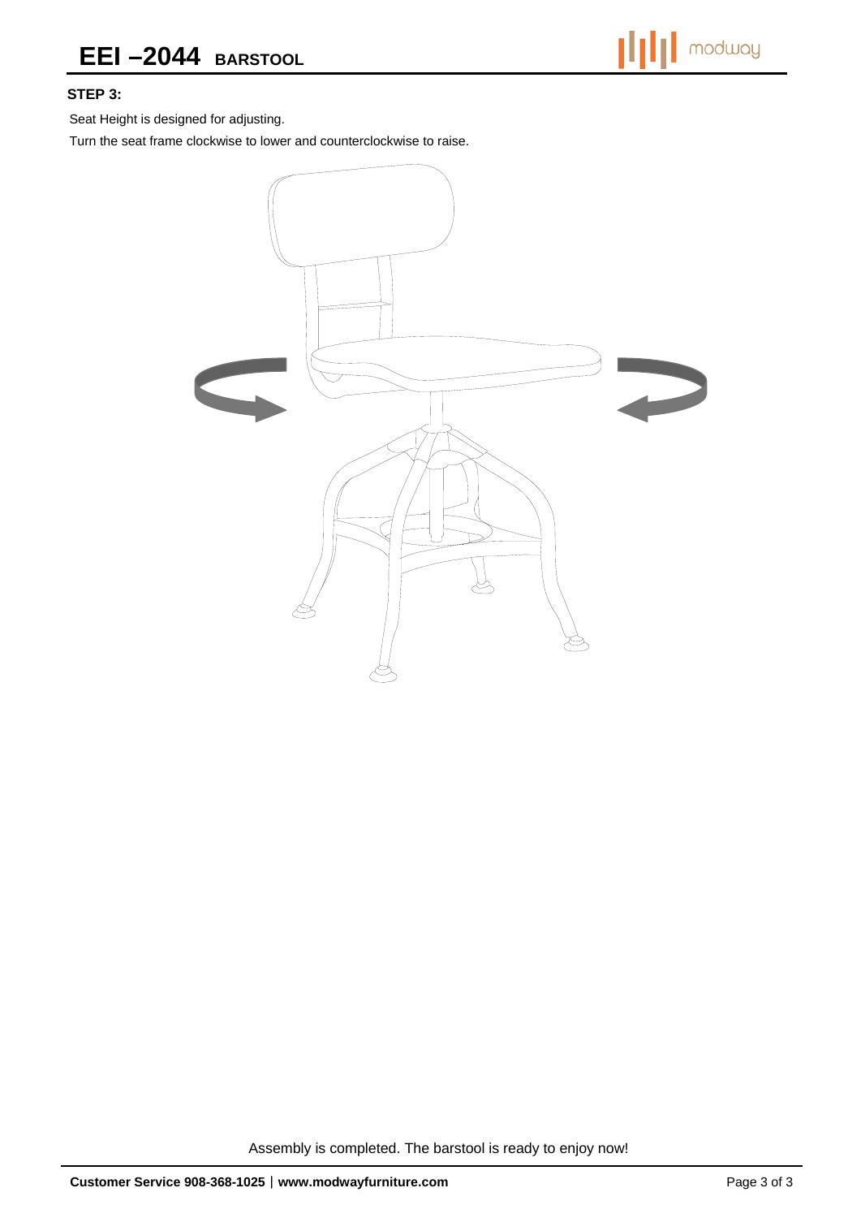# EEI –2044 BARSTOOL

**STEP 3:**

Seat Height is designed for adjusting.

Turn the seat frame clockwise to lower and counterclockwise to raise.

Assembly is completed. The barstool is ready to enjoy now!

**Customer Service 908-368-1025** | **www.modwayfurniture.com**